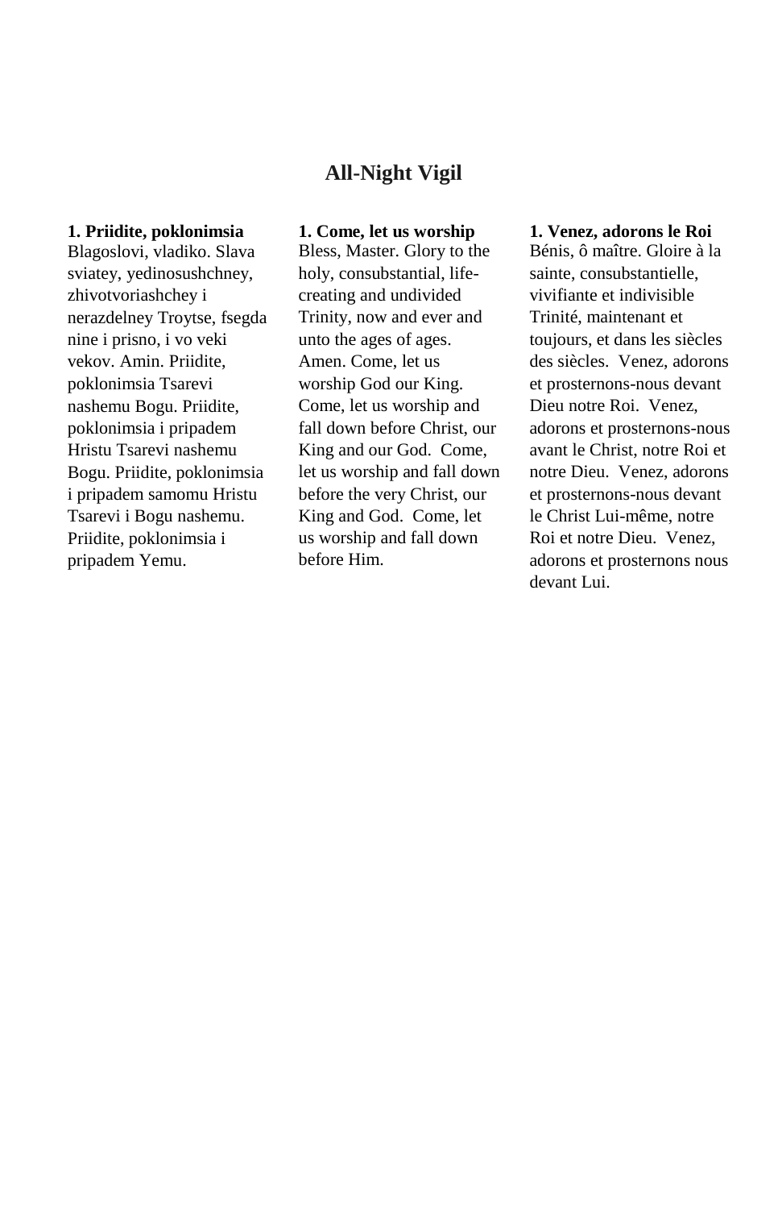# All-Night Vigil

**1. Priidite, poklonimsia**
Blagoslovi, vladiko. Slava sviatey, yedinosushchney, zhivotvoriashchey i nerazdelney Troytse, fsegda nine i prisno, i vo veki vekov. Amin. Priidite, poklonimsia Tsarevi nashemu Bogu. Priidite, poklonimsia i pripadem Hristu Tsarevi nashemu Bogu. Priidite, poklonimsia i pripadem samomu Hristu Tsarevi i Bogu nashemu. Priidite, poklonimsia i pripadem Yemu.

**1. Come, let us worship**
Bless, Master. Glory to the holy, consubstantial, life-creating and undivided Trinity, now and ever and unto the ages of ages. Amen. Come, let us worship God our King. Come, let us worship and fall down before Christ, our King and our God. Come, let us worship and fall down before the very Christ, our King and God. Come, let us worship and fall down before Him.

**1. Venez, adorons le Roi**
Bénis, ô maître. Gloire à la sainte, consubstantielle, vivifiante et indivisible Trinité, maintenant et toujours, et dans les siècles des siècles. Venez, adorons et prosternons-nous devant Dieu notre Roi. Venez, adorons et prosternons-nous avant le Christ, notre Roi et notre Dieu. Venez, adorons et prosternons-nous devant le Christ Lui-même, notre Roi et notre Dieu. Venez, adorons et prosternons nous devant Lui.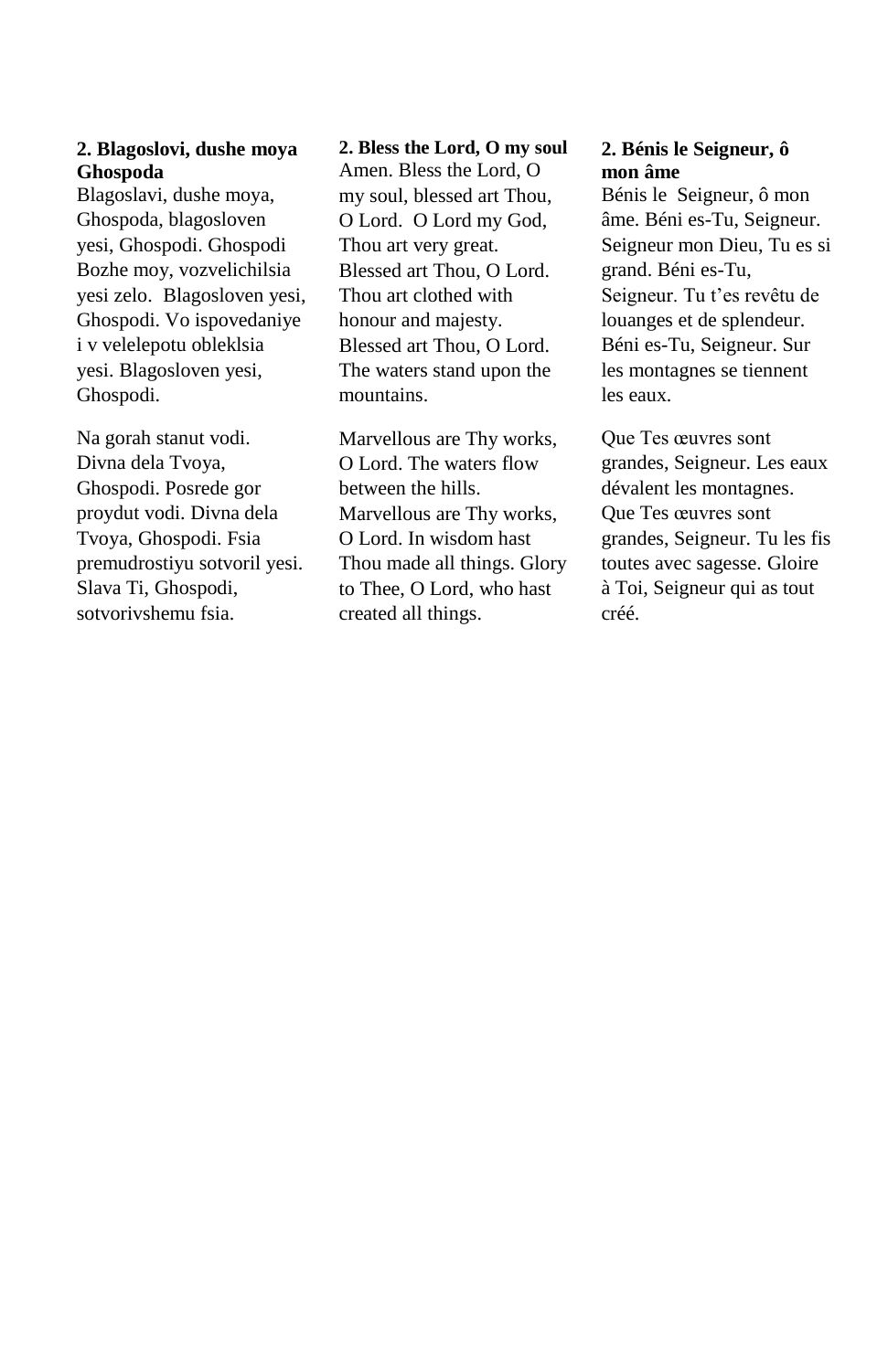**2. Blagoslovi, dushe moya Ghospoda**

Blagoslavi, dushe moya, Ghospoda, blagosloven yesi, Ghospodi. Ghospodi Bozhe moy, vozvelichilsia yesi zelo. Blagosloven yesi, Ghospodi. Vo ispovedaniye i v velelepotu obleklsia yesi. Blagosloven yesi, Ghospodi.

Na gorah stanut vodi. Divna dela Tvoya, Ghospodi. Posrede gor proydut vodi. Divna dela Tvoya, Ghospodi. Fsia premudrostiyu sotvoril yesi. Slava Ti, Ghospodi, sotvorivshemu fsia.

**2. Bless the Lord, O my soul**

Amen. Bless the Lord, O my soul, blessed art Thou, O Lord. O Lord my God, Thou art very great. Blessed art Thou, O Lord. Thou art clothed with honour and majesty. Blessed art Thou, O Lord. The waters stand upon the mountains.

Marvellous are Thy works, O Lord. The waters flow between the hills. Marvellous are Thy works, O Lord. In wisdom hast Thou made all things. Glory to Thee, O Lord, who hast created all things.

**2. Bénis le Seigneur, ô mon âme**

Bénis le Seigneur, ô mon âme. Béni es-Tu, Seigneur. Seigneur mon Dieu, Tu es si grand. Béni es-Tu, Seigneur. Tu t'es revêtu de louanges et de splendeur. Béni es-Tu, Seigneur. Sur les montagnes se tiennent les eaux.

Que Tes œuvres sont grandes, Seigneur. Les eaux dévalent les montagnes. Que Tes œuvres sont grandes, Seigneur. Tu les fis toutes avec sagesse. Gloire à Toi, Seigneur qui as tout créé.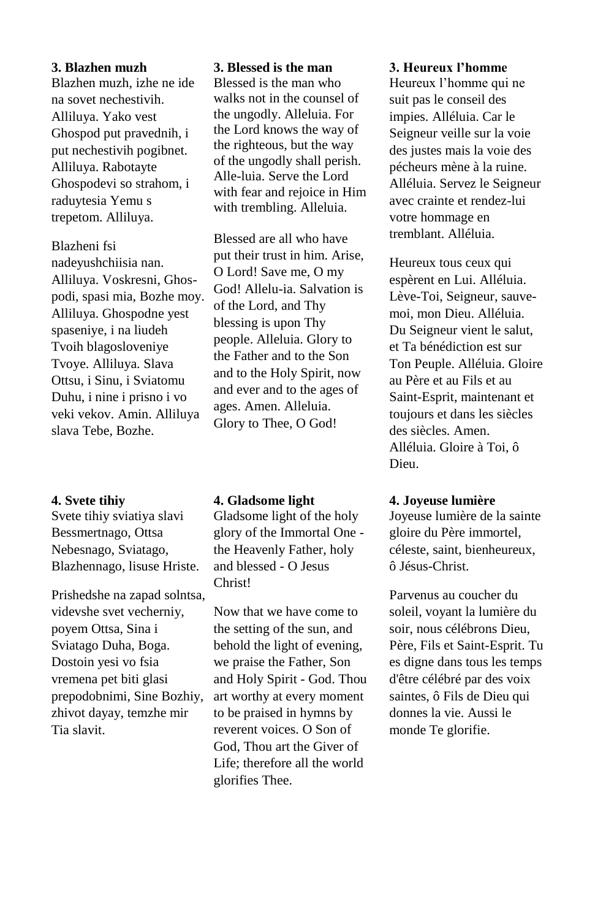**3. Blazhen muzh**

Blazhen muzh, izhe ne ide na sovet nechestivih. Alliluya. Yako vest Ghospod put pravednih, i put nechestivih pogibnet. Alliluya. Rabotayte Ghospodevi so strahom, i raduytesia Yemu s trepetom. Alliluya.

Blazheni fsi nadeyushchiisia nan. Alliluya. Voskresni, Ghos-podi, spasi mia, Bozhe moy. Alliluya. Ghospodne yest spaseniye, i na liudeh Tvoih blagosloveniye Tvoye. Alliluya. Slava Ottsu, i Sinu, i Sviatomu Duhu, i nine i prisno i vo veki vekov. Amin. Alliluya slava Tebe, Bozhe.

**3. Blessed is the man**

Blessed is the man who walks not in the counsel of the ungodly. Alleluia. For the Lord knows the way of the righteous, but the way of the ungodly shall perish. Alle-luia. Serve the Lord with fear and rejoice in Him with trembling. Alleluia.

Blessed are all who have put their trust in him. Arise, O Lord! Save me, O my God! Allelu-ia. Salvation is of the Lord, and Thy blessing is upon Thy people. Alleluia. Glory to the Father and to the Son and to the Holy Spirit, now and ever and to the ages of ages. Amen. Alleluia. Glory to Thee, O God!

**3. Heureux l'homme**

Heureux l'homme qui ne suit pas le conseil des impies. Alléluia. Car le Seigneur veille sur la voie des justes mais la voie des pécheurs mène à la ruine. Alléluia. Servez le Seigneur avec crainte et rendez-lui votre hommage en tremblant. Alléluia.

Heureux tous ceux qui espèrent en Lui. Alléluia. Lève-Toi, Seigneur, sauve-moi, mon Dieu. Alléluia. Du Seigneur vient le salut, et Ta bénédiction est sur Ton Peuple. Alléluia. Gloire au Père et au Fils et au Saint-Esprit, maintenant et toujours et dans les siècles des siècles. Amen. Alléluia. Gloire à Toi, ô Dieu.

**4. Svete tihiy**

Svete tihiy sviatiya slavi Bessmertnago, Ottsa Nebesnago, Sviatago, Blazhennago, Iisuse Hriste.

Prishedshe na zapad solntsa, videvshe svet vecherniy, poyem Ottsa, Sina i Sviatago Duha, Boga. Dostoin yesi vo fsia vremena pet biti glasi prepodobnimi, Sine Bozhiy, zhivot dayay, temzhe mir Tia slavit.

**4. Gladsome light**

Gladsome light of the holy glory of the Immortal One - the Heavenly Father, holy and blessed - O Jesus Christ!

Now that we have come to the setting of the sun, and behold the light of evening, we praise the Father, Son and Holy Spirit - God. Thou art worthy at every moment to be praised in hymns by reverent voices. O Son of God, Thou art the Giver of Life; therefore all the world glorifies Thee.

**4. Joyeuse lumière**

Joyeuse lumière de la sainte gloire du Père immortel, céleste, saint, bienheureux, ô Jésus-Christ.

Parvenus au coucher du soleil, voyant la lumière du soir, nous célébrons Dieu, Père, Fils et Saint-Esprit. Tu es digne dans tous les temps d'être célébré par des voix saintes, ô Fils de Dieu qui donnes la vie. Aussi le monde Te glorifie.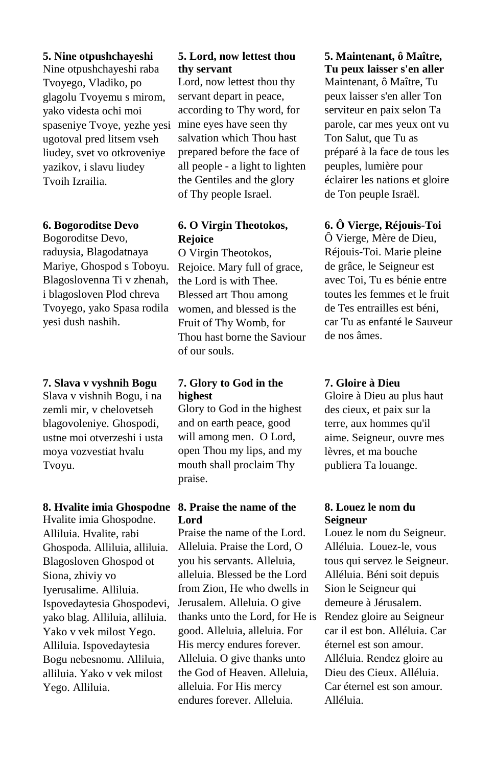**5. Nine otpushchayeshi**
Nine otpushchayeshi raba Tvoyego, Vladiko, po glagolu Tvoyemu s mirom, yako videsta ochi moi spaseniye Tvoye, yezhe yesi ugotoval pred litsem vseh liudey, svet vo otkroveniye yazikov, i slavu liudey Tvoih Izrailia.

**5. Lord, now lettest thou thy servant**
Lord, now lettest thou thy servant depart in peace, according to Thy word, for mine eyes have seen thy salvation which Thou hast prepared before the face of all people - a light to lighten the Gentiles and the glory of Thy people Israel.

**5. Maintenant, ô Maître, Tu peux laisser s'en aller**
Maintenant, ô Maître, Tu peux laisser s'en aller Ton serviteur en paix selon Ta parole, car mes yeux ont vu Ton Salut, que Tu as préparé à la face de tous les peuples, lumière pour éclairer les nations et gloire de Ton peuple Israël.

**6. Bogoroditse Devo**
Bogoroditse Devo, raduysia, Blagodatnaya Mariye, Ghospod s Toboyu. Blagoslovenna Ti v zhenah, i blagosloven Plod chreva Tvoyego, yako Spasa rodila yesi dush nashih.

**6. O Virgin Theotokos, Rejoice**
O Virgin Theotokos, Rejoice. Mary full of grace, the Lord is with Thee. Blessed art Thou among women, and blessed is the Fruit of Thy Womb, for Thou hast borne the Saviour of our souls.

**6. Ô Vierge, Réjouis-Toi**
Ô Vierge, Mère de Dieu, Réjouis-Toi. Marie pleine de grâce, le Seigneur est avec Toi, Tu es bénie entre toutes les femmes et le fruit de Tes entrailles est béni, car Tu as enfanté le Sauveur de nos âmes.

**7. Slava v vyshnih Bogu**
Slava v vishnih Bogu, i na zemli mir, v chelovetseh blagovoleniye. Ghospodi, ustne moi otverzeshi i usta moya vozvestiat hvalu Tvoyu.

**7. Glory to God in the highest**
Glory to God in the highest and on earth peace, good will among men. O Lord, open Thou my lips, and my mouth shall proclaim Thy praise.

**7. Gloire à Dieu**
Gloire à Dieu au plus haut des cieux, et paix sur la terre, aux hommes qu'il aime. Seigneur, ouvre mes lèvres, et ma bouche publiera Ta louange.

**8. Hvalite imia Ghospodne**
Hvalite imia Ghospodne. Alliluia. Hvalite, rabi Ghospoda. Alliluia, alliluia. Blagosloven Ghospod ot Siona, zhiviy vo Iyerusalime. Alliluia. Ispovedaytesia Ghospodevi, yako blag. Alliluia, alliluia. Yako v vek milost Yego. Alliluia. Ispovedaytesia Bogu nebesnomu. Alliluia, alliluia. Yako v vek milost Yego. Alliluia.

**8. Praise the name of the Lord**
Praise the name of the Lord. Alleluia. Praise the Lord, O you his servants. Alleluia, alleluia. Blessed be the Lord from Zion, He who dwells in Jerusalem. Alleluia. O give thanks unto the Lord, for He is good. Alleluia, alleluia. For His mercy endures forever. Alleluia. O give thanks unto the God of Heaven. Alleluia, alleluia. For His mercy endures forever. Alleluia.

**8. Louez le nom du Seigneur**
Louez le nom du Seigneur. Alléluia. Louez-le, vous tous qui servez le Seigneur. Alléluia. Béni soit depuis Sion le Seigneur qui demeure à Jérusalem. Rendez gloire au Seigneur car il est bon. Alléluia. Car éternel est son amour. Alléluia. Rendez gloire au Dieu des Cieux. Alléluia. Car éternel est son amour. Alléluia.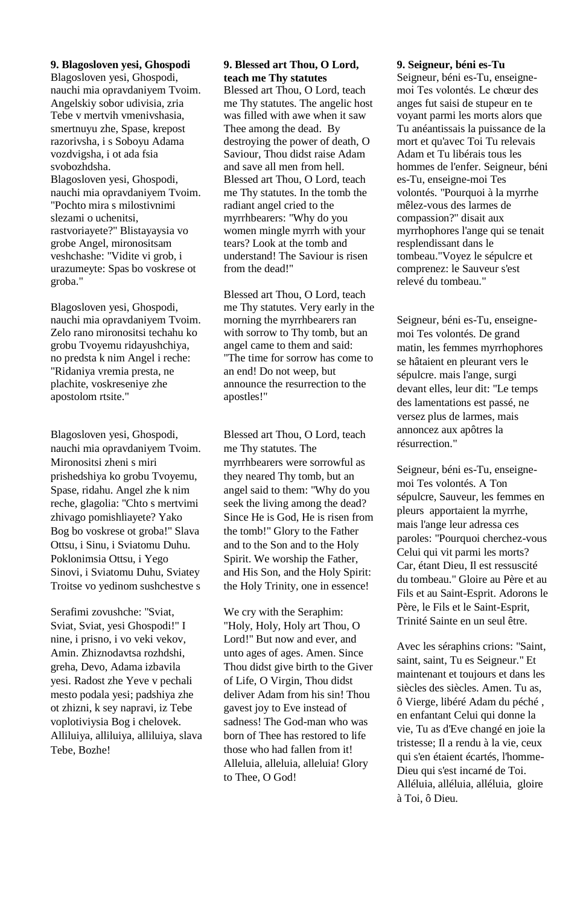**9. Blagosloven yesi, Ghospodi**

Blagosloven yesi, Ghospodi, nauchi mia opravdaniyem Tvoim. Angelskiy sobor udivisia, zria Tebe v mertvih vmenivshasia, smertnuyu zhe, Spase, krepost razorivsha, i s Soboyu Adama vozdvigsha, i ot ada fsia svobozhdsha.

Blagosloven yesi, Ghospodi, nauchi mia opravdaniyem Tvoim. "Pochto mira s milostivnimi slezami o uchenitsi, rastvoriayete?" Blistayaysia vo grobe Angel, mironositsam veshchashe: "Vidite vi grob, i urazumeyte: Spas bo voskrese ot groba."

Blagosloven yesi, Ghospodi, nauchi mia opravdaniyem Tvoim. Zelo rano mironositsi techahu ko grobu Tvoyemu ridayushchiya, no predsta k nim Angel i reche: "Ridaniya vremia presta, ne plachite, voskreseniye zhe apostolom rtsite."

Blagosloven yesi, Ghospodi, nauchi mia opravdaniyem Tvoim. Mironositsi zheni s miri prishedshiya ko grobu Tvoyemu, Spase, ridahu. Angel zhe k nim reche, glagolia: "Chto s mertvimi zhivago pomishliayete? Yako Bog bo voskrese ot groba!" Slava Ottsu, i Sinu, i Sviatomu Duhu. Poklonimsia Ottsu, i Yego Sinovi, i Sviatomu Duhu, Sviatey Troitse vo yedinom sushchestve s

Serafimi zovushche: "Sviat, Sviat, Sviat, yesi Ghospodi!" I nine, i prisno, i vo veki vekov, Amin. Zhiznodavtsa rozhdshi, greha, Devo, Adama izbavila yesi. Radost zhe Yeve v pechali mesto podala yesi; padshiya zhe ot zhizni, k sey napravi, iz Tebe voplotiviysia Bog i chelovek. Alliluiya, alliluiya, alliluiya, slava Tebe, Bozhe!

**9. Blessed art Thou, O Lord, teach me Thy statutes**

Blessed art Thou, O Lord, teach me Thy statutes. The angelic host was filled with awe when it saw Thee among the dead. By destroying the power of death, O Saviour, Thou didst raise Adam and save all men from hell.

Blessed art Thou, O Lord, teach me Thy statutes. In the tomb the radiant angel cried to the myrrhbearers: "Why do you women mingle myrrh with your tears? Look at the tomb and understand! The Saviour is risen from the dead!"

Blessed art Thou, O Lord, teach me Thy statutes. Very early in the morning the myrrhbearers ran with sorrow to Thy tomb, but an angel came to them and said: "The time for sorrow has come to an end! Do not weep, but announce the resurrection to the apostles!"

Blessed art Thou, O Lord, teach me Thy statutes. The myrrhbearers were sorrowful as they neared Thy tomb, but an angel said to them: "Why do you seek the living among the dead? Since He is God, He is risen from the tomb!" Glory to the Father and to the Son and to the Holy Spirit. We worship the Father, and His Son, and the Holy Spirit: the Holy Trinity, one in essence!

We cry with the Seraphim: "Holy, Holy, Holy art Thou, O Lord!" But now and ever, and unto ages of ages. Amen. Since Thou didst give birth to the Giver of Life, O Virgin, Thou didst deliver Adam from his sin! Thou gavest joy to Eve instead of sadness! The God-man who was born of Thee has restored to life those who had fallen from it! Alleluia, alleluia, alleluia! Glory to Thee, O God!

**9. Seigneur, béni es-Tu**

Seigneur, béni es-Tu, enseigne-moi Tes volontés. Le chœur des anges fut saisi de stupeur en te voyant parmi les morts alors que Tu anéantissais la puissance de la mort et qu'avec Toi Tu relevais Adam et Tu libérais tous les hommes de l'enfer. Seigneur, béni es-Tu, enseigne-moi Tes volontés. "Pourquoi à la myrrhe mêlez-vous des larmes de compassion?" disait aux myrrhophores l'ange qui se tenait resplendissant dans le tombeau."Voyez le sépulcre et comprenez: le Sauveur s'est relevé du tombeau."

Seigneur, béni es-Tu, enseigne-moi Tes volontés. De grand matin, les femmes myrrhophores se hâtaient en pleurant vers le sépulcre. mais l'ange, surgi devant elles, leur dit: "Le temps des lamentations est passé, ne versez plus de larmes, mais annoncez aux apôtres la résurrection."

Seigneur, béni es-Tu, enseigne-moi Tes volontés. A Ton sépulcre, Sauveur, les femmes en pleurs apportaient la myrrhe, mais l'ange leur adressa ces paroles: "Pourquoi cherchez-vous Celui qui vit parmi les morts? Car, étant Dieu, Il est ressuscité du tombeau." Gloire au Père et au Fils et au Saint-Esprit. Adorons le Père, le Fils et le Saint-Esprit, Trinité Sainte en un seul être.

Avec les séraphins crions: "Saint, saint, saint, Tu es Seigneur." Et maintenant et toujours et dans les siècles des siècles. Amen. Tu as, ô Vierge, libéré Adam du péché , en enfantant Celui qui donne la vie, Tu as d'Eve changé en joie la tristesse; Il a rendu à la vie, ceux qui s'en étaient écartés, l'homme-Dieu qui s'est incarné de Toi. Alléluia, alléluia, alléluia, gloire à Toi, ô Dieu.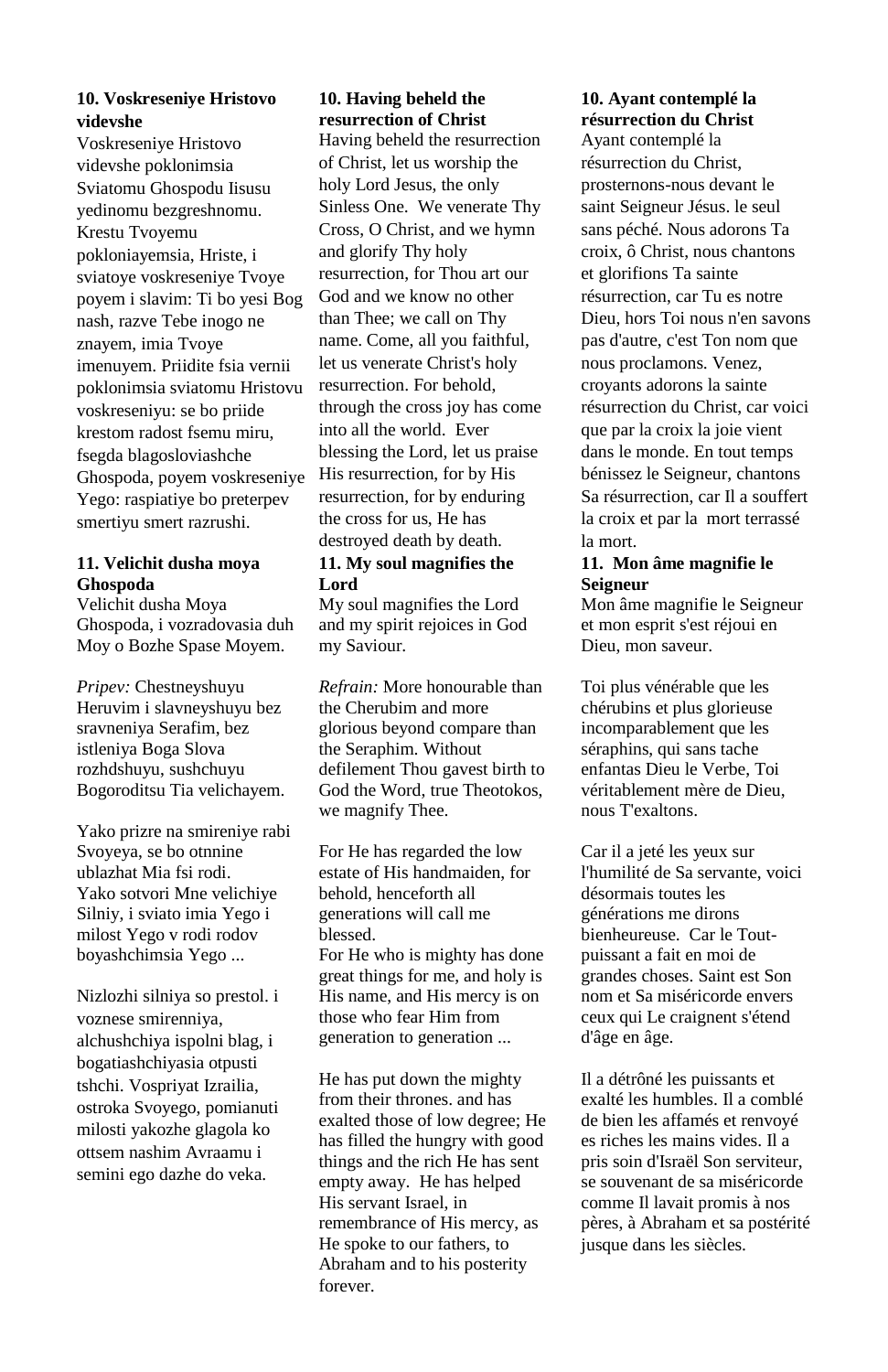**10. Voskreseniye Hristovo videvshe**

Voskreseniye Hristovo videvshe poklonimsia Sviatomu Ghospodu Iisusu yedinomu bezgreshnomu. Krestu Tvoyemu pokloniayemsia, Hriste, i sviatoye voskreseniye Tvoye poyem i slavim: Ti bo yesi Bog nash, razve Tebe inogo ne znayem, imia Tvoye imenuyem. Priidite fsia vernii poklonimsia sviatomu Hristovu voskreseniyu: se bo priide krestom radost fsemu miru, fsegda blagosloviashche Ghospoda, poyem voskreseniye Yego: raspiatiye bo preterpev smertiyu smert razrushi.

**11. Velichit dusha moya Ghospoda**

Velichit dusha Moya Ghospoda, i vozradovasia duh Moy o Bozhe Spase Moyem.

*Pripev:* Chestneyshuyu Heruvim i slavneyshuyu bez sravneniya Serafim, bez istleniya Boga Slova rozhdshuyu, sushchuyu Bogoroditsu Tia velichayem.

Yako prizre na smireniye rabi Svoyeya, se bo otnnine ublazhat Mia fsi rodi. Yako sotvori Mne velichiye Silniy, i sviato imia Yego i milost Yego v rodi rodov boyashchimsia Yego ...

Nizlozhi silniya so prestol. i voznese smirenniya, alchushchiya ispolni blag, i bogatiashchiyasia otpusti tshchi. Vospriyat Izrailia, ostroka Svoyego, pomianuti milosti yakozhe glagola ko ottsem nashim Avraamu i semini ego dazhe do veka.

**10. Having beheld the resurrection of Christ**

Having beheld the resurrection of Christ, let us worship the holy Lord Jesus, the only Sinless One. We venerate Thy Cross, O Christ, and we hymn and glorify Thy holy resurrection, for Thou art our God and we know no other than Thee; we call on Thy name. Come, all you faithful, let us venerate Christ's holy resurrection. For behold, through the cross joy has come into all the world. Ever blessing the Lord, let us praise His resurrection, for by His resurrection, for by enduring the cross for us, He has destroyed death by death.

**11. My soul magnifies the Lord**

My soul magnifies the Lord and my spirit rejoices in God my Saviour.

*Refrain:* More honourable than the Cherubim and more glorious beyond compare than the Seraphim. Without defilement Thou gavest birth to God the Word, true Theotokos, we magnify Thee.

For He has regarded the low estate of His handmaiden, for behold, henceforth all generations will call me blessed.
For He who is mighty has done great things for me, and holy is His name, and His mercy is on those who fear Him from generation to generation ...

He has put down the mighty from their thrones. and has exalted those of low degree; He has filled the hungry with good things and the rich He has sent empty away. He has helped His servant Israel, in remembrance of His mercy, as He spoke to our fathers, to Abraham and to his posterity forever.

**10. Ayant contemplé la résurrection du Christ**

Ayant contemplé la résurrection du Christ, prosternons-nous devant le saint Seigneur Jésus. le seul sans péché. Nous adorons Ta croix, ô Christ, nous chantons et glorifions Ta sainte résurrection, car Tu es notre Dieu, hors Toi nous n'en savons pas d'autre, c'est Ton nom que nous proclamons. Venez, croyants adorons la sainte résurrection du Christ, car voici que par la croix la joie vient dans le monde. En tout temps bénissez le Seigneur, chantons Sa résurrection, car Il a souffert la croix et par la mort terrassé la mort.

**11. Mon âme magnifie le Seigneur**

Mon âme magnifie le Seigneur et mon esprit s'est réjoui en Dieu, mon saveur.

Toi plus vénérable que les chérubins et plus glorieuse incomparablement que les séraphins, qui sans tache enfantas Dieu le Verbe, Toi véritablement mère de Dieu, nous T'exaltons.

Car il a jeté les yeux sur l'humilité de Sa servante, voici désormais toutes les générations me dirons bienheureuse. Car le Tout-puissant a fait en moi de grandes choses. Saint est Son nom et Sa miséricorde envers ceux qui Le craignent s'étend d'âge en âge.

Il a détrôné les puissants et exalté les humbles. Il a comblé de bien les affamés et renvoyé es riches les mains vides. Il a pris soin d'Israël Son serviteur, se souvenant de sa miséricorde comme Il lavait promis à nos pères, à Abraham et sa postérité jusque dans les siècles.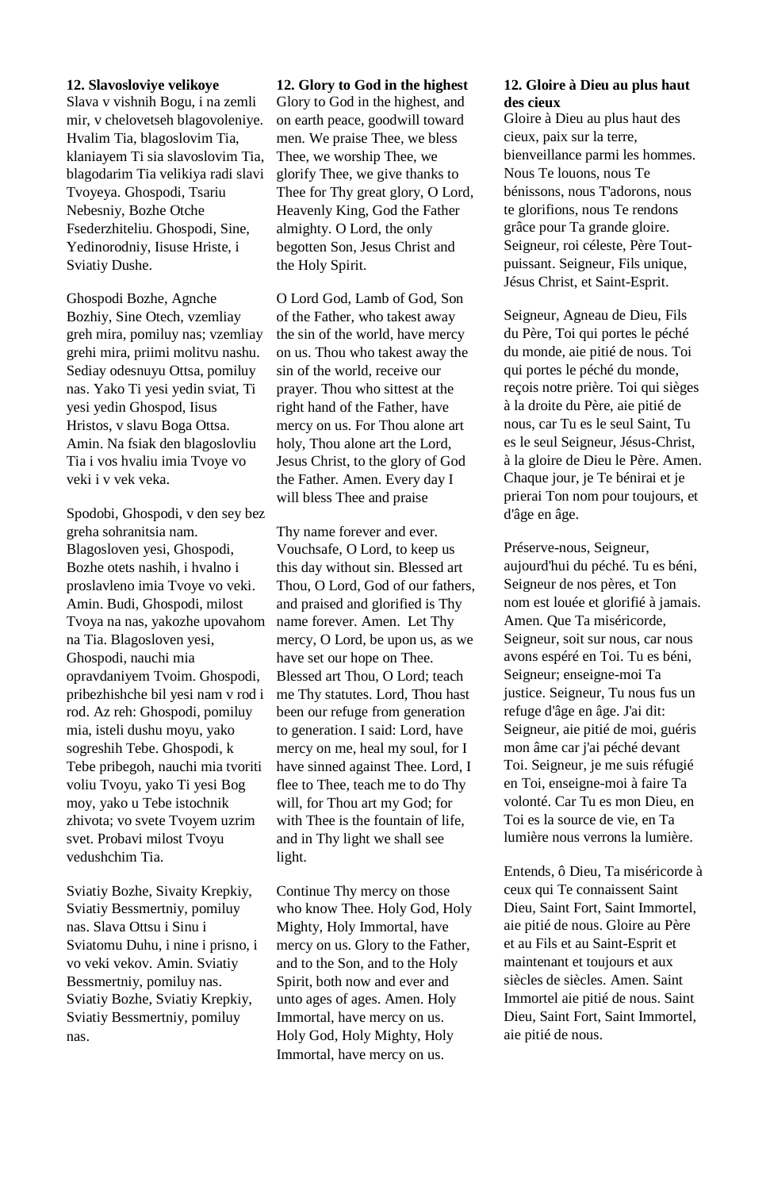**12. Slavosloviye velikoye**

Slava v vishnih Bogu, i na zemli mir, v chelovetseh blagovoleniye. Hvalim Tia, blagoslovim Tia, klaniayem Ti sia slavoslovim Tia, blagodarim Tia velikiya radi slavi Tvoyeya. Ghospodi, Tsariu Nebesniy, Bozhe Otche Fsederzhiteliu. Ghospodi, Sine, Yedinorodniy, Iisuse Hriste, i Sviatiy Dushe.

Ghospodi Bozhe, Agnche Bozhiy, Sine Otech, vzemliay greh mira, pomiluy nas; vzemliay grehi mira, priimi molitvu nashu. Sediay odesnuyu Ottsa, pomiluy nas. Yako Ti yesi yedin sviat, Ti yesi yedin Ghospod, Iisus Hristos, v slavu Boga Ottsa. Amin. Na fsiak den blagoslovliu Tia i vos hvaliu imia Tvoye vo veki i v vek veka.

Spodobi, Ghospodi, v den sey bez greha sohranitsia nam. Blagosloven yesi, Ghospodi, Bozhe otets nashih, i hvalno i proslavleno imia Tvoye vo veki. Amin. Budi, Ghospodi, milost Tvoya na nas, yakozhe upovahom na Tia. Blagosloven yesi, Ghospodi, nauchi mia opravdaniyem Tvoim. Ghospodi, pribezhishche bil yesi nam v rod i rod. Az reh: Ghospodi, pomiluy mia, isteli dushu moyu, yako sogreshih Tebe. Ghospodi, k Tebe pribegoh, nauchi mia tvoriti voliu Tvoyu, yako Ti yesi Bog moy, yako u Tebe istochnik zhivota; vo svete Tvoyem uzrim svet. Probavi milost Tvoyu vedushchim Tia.

Sviatiy Bozhe, Sivaity Krepkiy, Sviatiy Bessmertniy, pomiluy nas. Slava Ottsu i Sinu i Sviatomu Duhu, i nine i prisno, i vo veki vekov. Amin. Sviatiy Bessmertniy, pomiluy nas. Sviatiy Bozhe, Sviatiy Krepkiy, Sviatiy Bessmertniy, pomiluy nas.

**12. Glory to God in the highest**

Glory to God in the highest, and on earth peace, goodwill toward men. We praise Thee, we bless Thee, we worship Thee, we glorify Thee, we give thanks to Thee for Thy great glory, O Lord, Heavenly King, God the Father almighty. O Lord, the only begotten Son, Jesus Christ and the Holy Spirit.

O Lord God, Lamb of God, Son of the Father, who takest away the sin of the world, have mercy on us. Thou who takest away the sin of the world, receive our prayer. Thou who sittest at the right hand of the Father, have mercy on us. For Thou alone art holy, Thou alone art the Lord, Jesus Christ, to the glory of God the Father. Amen. Every day I will bless Thee and praise

Thy name forever and ever. Vouchsafe, O Lord, to keep us this day without sin. Blessed art Thou, O Lord, God of our fathers, and praised and glorified is Thy name forever. Amen. Let Thy mercy, O Lord, be upon us, as we have set our hope on Thee. Blessed art Thou, O Lord; teach me Thy statutes. Lord, Thou hast been our refuge from generation to generation. I said: Lord, have mercy on me, heal my soul, for I have sinned against Thee. Lord, I flee to Thee, teach me to do Thy will, for Thou art my God; for with Thee is the fountain of life, and in Thy light we shall see light.

Continue Thy mercy on those who know Thee. Holy God, Holy Mighty, Holy Immortal, have mercy on us. Glory to the Father, and to the Son, and to the Holy Spirit, both now and ever and unto ages of ages. Amen. Holy Immortal, have mercy on us. Holy God, Holy Mighty, Holy Immortal, have mercy on us.

**12. Gloire à Dieu au plus haut des cieux**

Gloire à Dieu au plus haut des cieux, paix sur la terre, bienveillance parmi les hommes. Nous Te louons, nous Te bénissons, nous T'adorons, nous te glorifions, nous Te rendons grâce pour Ta grande gloire. Seigneur, roi céleste, Père Tout-puissant. Seigneur, Fils unique, Jésus Christ, et Saint-Esprit.

Seigneur, Agneau de Dieu, Fils du Père, Toi qui portes le péché du monde, aie pitié de nous. Toi qui portes le péché du monde, reçois notre prière. Toi qui sièges à la droite du Père, aie pitié de nous, car Tu es le seul Saint, Tu es le seul Seigneur, Jésus-Christ, à la gloire de Dieu le Père. Amen. Chaque jour, je Te bénirai et je prierai Ton nom pour toujours, et d'âge en âge.

Préserve-nous, Seigneur, aujourd'hui du péché. Tu es béni, Seigneur de nos pères, et Ton nom est louée et glorifié à jamais. Amen. Que Ta miséricorde, Seigneur, soit sur nous, car nous avons espéré en Toi. Tu es béni, Seigneur; enseigne-moi Ta justice. Seigneur, Tu nous fus un refuge d'âge en âge. J'ai dit: Seigneur, aie pitié de moi, guéris mon âme car j'ai péché devant Toi. Seigneur, je me suis réfugié en Toi, enseigne-moi à faire Ta volonté. Car Tu es mon Dieu, en Toi es la source de vie, en Ta lumière nous verrons la lumière.

Entends, ô Dieu, Ta miséricorde à ceux qui Te connaissent Saint Dieu, Saint Fort, Saint Immortel, aie pitié de nous. Gloire au Père et au Fils et au Saint-Esprit et maintenant et toujours et aux siècles de siècles. Amen. Saint Immortel aie pitié de nous. Saint Dieu, Saint Fort, Saint Immortel, aie pitié de nous.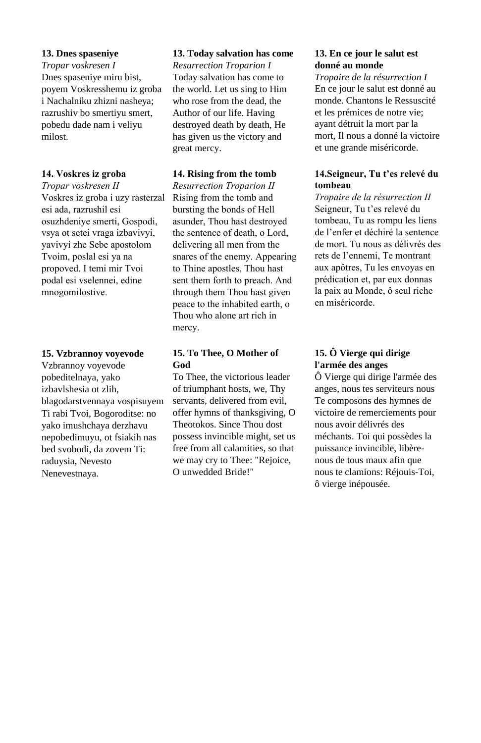**13. Dnes spaseniye**

*Tropar voskresen I*

Dnes spaseniye miru bist, poyem Voskresshemu iz groba i Nachalniku zhizni nasheya; razrushiv bo smertiyu smert, pobedu dade nam i veliyu milost.

**13. Today salvation has come**

*Resurrection Troparion I*

Today salvation has come to the world. Let us sing to Him who rose from the dead, the Author of our life. Having destroyed death by death, He has given us the victory and great mercy.

**13. En ce jour le salut est donné au monde**

*Tropaire de la résurrection I*

En ce jour le salut est donné au monde. Chantons le Ressuscité et les prémices de notre vie; ayant détruit la mort par la mort, Il nous a donné la victoire et une grande miséricorde.

**14. Voskres iz groba**

*Tropar voskresen II*

Voskres iz groba i uzy rasterzal esi ada, razrushil esi osuzhdeniye smerti, Gospodi, vsya ot setei vraga izbavivyi, yavivyi zhe Sebe apostolom Tvoim, poslal esi ya na propoved. I temi mir Tvoi podal esi vselennei, edine mnogomilostive.

**14. Rising from the tomb**

*Resurrection Troparion II*

Rising from the tomb and bursting the bonds of Hell asunder, Thou hast destroyed the sentence of death, o Lord, delivering all men from the snares of the enemy. Appearing to Thine apostles, Thou hast sent them forth to preach. And through them Thou hast given peace to the inhabited earth, o Thou who alone art rich in mercy.

**14.Seigneur, Tu t'es relevé du tombeau**

*Tropaire de la résurrection II*

Seigneur, Tu t'es relevé du tombeau, Tu as rompu les liens de l'enfer et déchiré la sentence de mort. Tu nous as délivrés des rets de l'ennemi, Te montrant aux apôtres, Tu les envoyas en prédication et, par eux donnas la paix au Monde, ô seul riche en miséricorde.

**15. Vzbrannoy voyevode**

Vzbrannoy voyevode pobeditelnaya, yako izbavlshesia ot zlih, blagodarstvennaya vospisuyem Ti rabi Tvoi, Bogoroditse: no yako imushchaya derzhavu nepobedimuyu, ot fsiakih nas bed svobodi, da zovem Ti: raduysia, Nevesto Nenevestnaya.

**15. To Thee, O Mother of God**

To Thee, the victorious leader of triumphant hosts, we, Thy servants, delivered from evil, offer hymns of thanksgiving, O Theotokos. Since Thou dost possess invincible might, set us free from all calamities, so that we may cry to Thee: "Rejoice, O unwedded Bride!"

**15. Ô Vierge qui dirige l'armée des anges**

Ô Vierge qui dirige l'armée des anges, nous tes serviteurs nous Te composons des hymnes de victoire de remerciements pour nous avoir délivrés des méchants. Toi qui possèdes la puissance invincible, libère-nous de tous maux afin que nous te clamions: Réjouis-Toi, ô vierge inépousée.